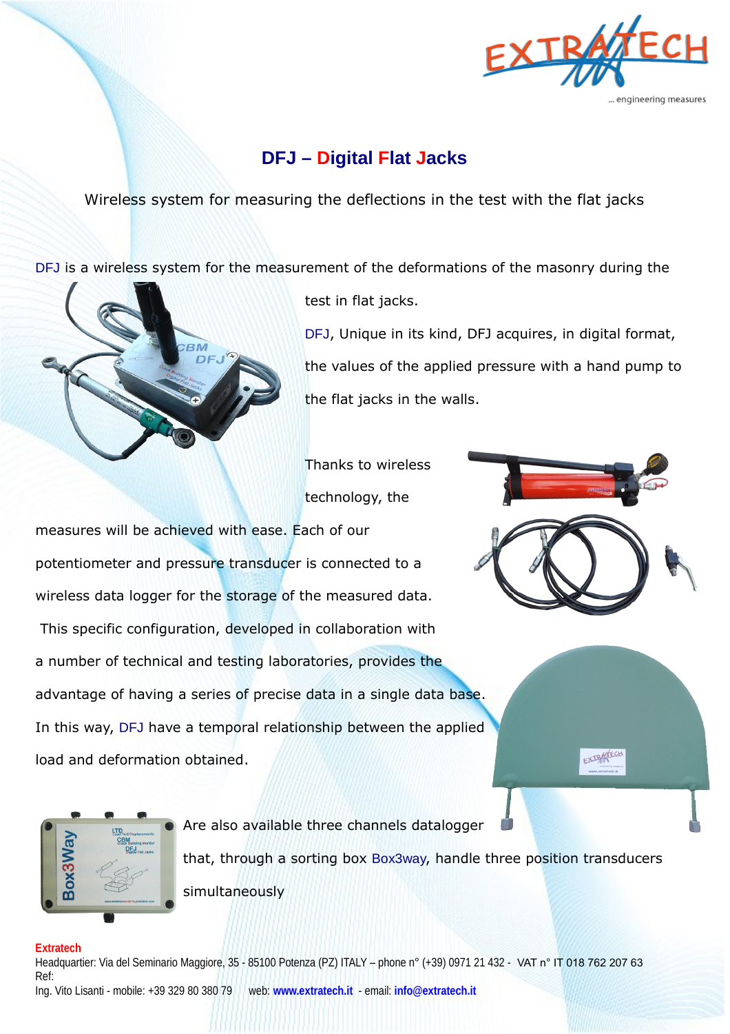# DFJ – Digital Flat Jacks

Wireless system for measuring the deflections in the test with the flat jacks

DFJ is a wireless system for the measurement of the deformations of the masonry during the test in flat jacks.

DFJ, Unique in its kind, DFJ acquires, in digital format, the values of the applied pressure with a hand pump to the flat jacks in the walls.

Thanks to wireless technology, the measures will be achieved with ease. Each of our potentiometer and pressure transducer is connected to a wireless data logger for the storage of the measured data.

This specific configuration, developed in collaboration with a number of technical and testing laboratories, provides the advantage of having a series of precise data in a single data base. In this way, DFJ have a temporal relationship between the applied load and deformation obtained.

Are also available three channels datalogger that, through a sorting box Box3way, handle three position transducers simultaneously

**Extratech**
Headquartier: Via del Seminario Maggiore, 35 - 85100 Potenza (PZ) ITALY – phone n° (+39) 0971 21 432 - VAT n° IT 018 762 207 63
Ref:
Ing. Vito Lisanti - mobile: +39 329 80 380 79 web: **www.extratech.it** - email: **info@extratech.it**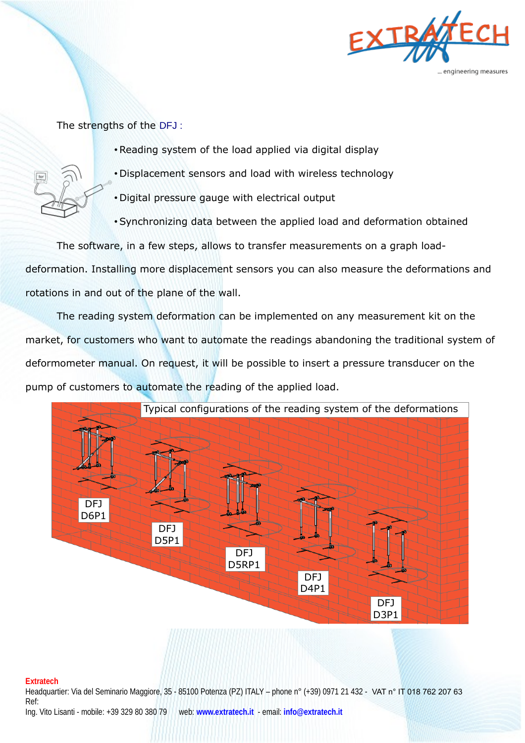The strengths of the DFJ :

- Reading system of the load applied via digital display
- Displacement sensors and load with wireless technology
- Digital pressure gauge with electrical output
- Synchronizing data between the applied load and deformation obtained

The software, in a few steps, allows to transfer measurements on a graph load-deformation. Installing more displacement sensors you can also measure the deformations and rotations in and out of the plane of the wall.

The reading system deformation can be implemented on any measurement kit on the market, for customers who want to automate the readings abandoning the traditional system of deformometer manual. On request, it will be possible to insert a pressure transducer on the pump of customers to automate the reading of the applied load.

Typical configurations of the reading system of the deformations

DFJ D6P1

DFJ D5P1

DFJ D5RP1

DFJ D4P1

DFJ D3P1

**Extratech**

Headquartier: Via del Seminario Maggiore, 35 - 85100 Potenza (PZ) ITALY – phone n° (+39) 0971 21 432 - VAT n° IT 018 762 207 63

Ref:

Ing. Vito Lisanti - mobile: +39 329 80 380 79 web: **www.extratech.it** - email: **info@extratech.it**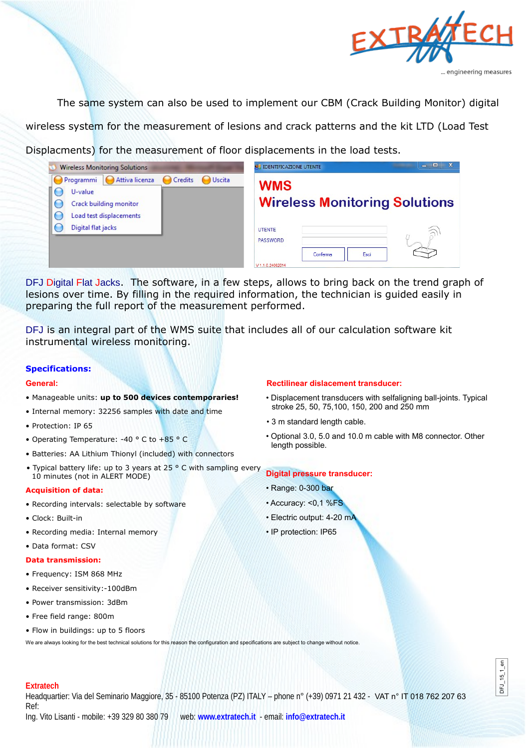The same system can also be used to implement our CBM (Crack Building Monitor) digital wireless system for the measurement of lesions and crack patterns and the kit LTD (Load Test Displacments) for the measurement of floor displacements in the load tests.

DFJ Digital Flat Jacks. The software, in a few steps, allows to bring back on the trend graph of lesions over time. By filling in the required information, the technician is guided easily in preparing the full report of the measurement performed.

DFJ is an integral part of the WMS suite that includes all of our calculation software kit instrumental wireless monitoring.

## Specifications:

### General:

- Manageable units: **up to 500 devices contemporaries!**
- Internal memory: 32256 samples with date and time
- Protection: IP 65
- Operating Temperature: -40 ° C to +85 ° C
- Batteries: AA Lithium Thionyl (included) with connectors
- Typical battery life: up to 3 years at 25 ° C with sampling every 10 minutes (not in ALERT MODE)

### Acquisition of data:

- Recording intervals: selectable by software
- Clock: Built-in
- Recording media: Internal memory
- Data format: CSV

### Data transmission:

- Frequency: ISM 868 MHz
- Receiver sensitivity:-100dBm
- Power transmission: 3dBm
- Free field range: 800m
- Flow in buildings: up to 5 floors

### Rectilinear dislacement transducer:

- Displacement transducers with selfaligning ball-joints. Typical stroke 25, 50, 75,100, 150, 200 and 250 mm
- 3 m standard length cable.
- Optional 3.0, 5.0 and 10.0 m cable with M8 connector. Other length possible.

### Digital pressure transducer:

- Range: 0-300 bar
- Accuracy: <0,1 %FS
- Electric output: 4-20 mA
- IP protection: IP65

We are always looking for the best technical solutions for this reason the configuration and specifications are subject to change without notice.

**Extratech**
Headquartier: Via del Seminario Maggiore, 35 - 85100 Potenza (PZ) ITALY – phone n° (+39) 0971 21 432 - VAT n° IT 018 762 207 63
Ref:
Ing. Vito Lisanti - mobile: +39 329 80 380 79 web: **www.extratech.it** - email: **info@extratech.it**